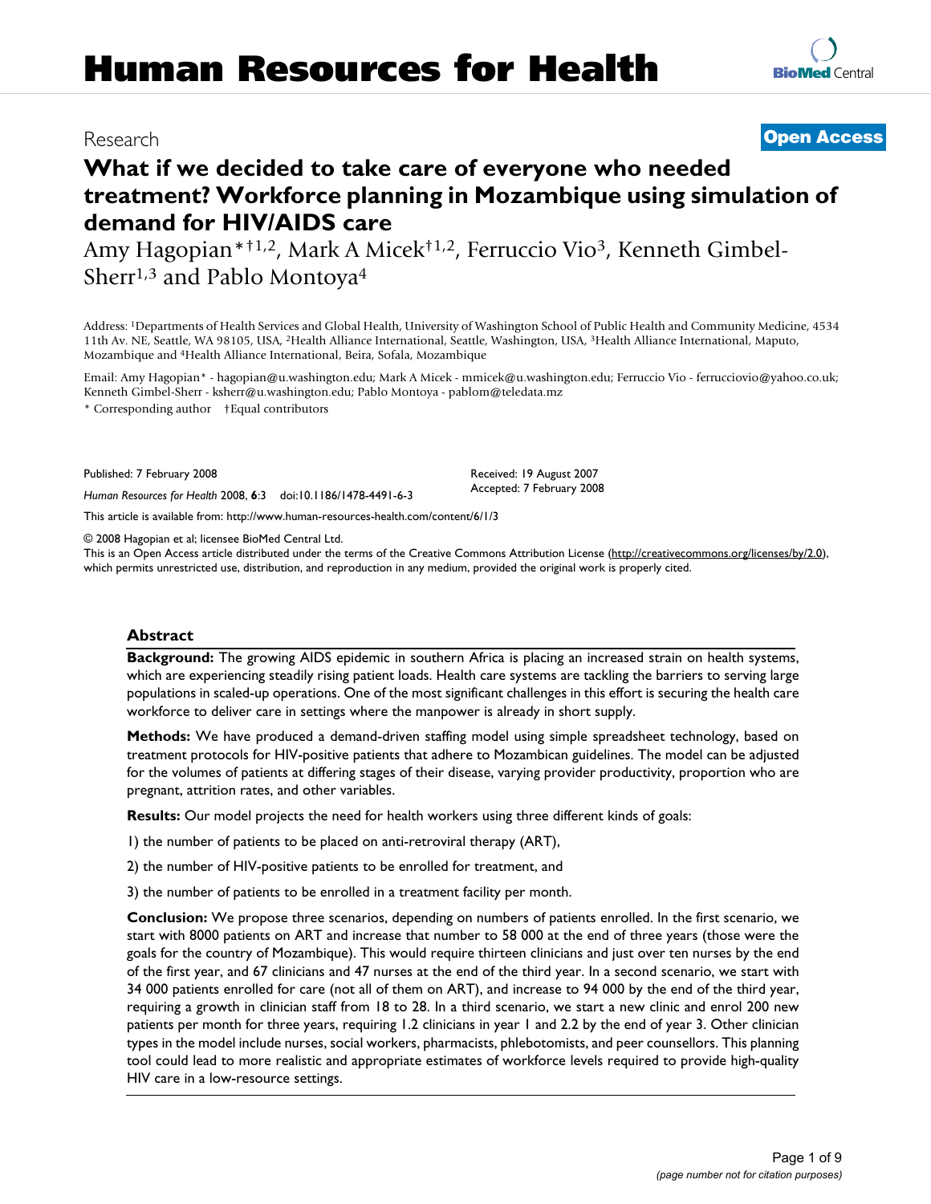Research

**Open Access**

# What if we decided to take care of everyone who needed treatment? Workforce planning in Mozambique using simulation of demand for HIV/AIDS care

Amy Hagopian*†[1,2], Mark A Micek†[1,2], Ferruccio Vio[3], Kenneth Gimbel-Sherr[1,3] and Pablo Montoya[4]

Address: [1]Departments of Health Services and Global Health, University of Washington School of Public Health and Community Medicine, 4534 11th Av. NE, Seattle, WA 98105, USA, [2]Health Alliance International, Seattle, Washington, USA, [3]Health Alliance International, Maputo, Mozambique and [4]Health Alliance International, Beira, Sofala, Mozambique

Email: Amy Hagopian* - hagopian@u.washington.edu; Mark A Micek - mmicek@u.washington.edu; Ferruccio Vio - ferrucciovio@yahoo.co.uk; Kenneth Gimbel-Sherr - ksherr@u.washington.edu; Pablo Montoya - pablom@teledata.mz

\* Corresponding author †Equal contributors

Published: 7 February 2008

*Human Resources for Health* 2008, **6**:3 doi:10.1186/1478-4491-6-3

Received: 19 August 2007
Accepted: 7 February 2008

This article is available from: http://www.human-resources-health.com/content/6/1/3

© 2008 Hagopian et al; licensee BioMed Central Ltd.
This is an Open Access article distributed under the terms of the Creative Commons Attribution License (http://creativecommons.org/licenses/by/2.0), which permits unrestricted use, distribution, and reproduction in any medium, provided the original work is properly cited.

## Abstract

**Background:** The growing AIDS epidemic in southern Africa is placing an increased strain on health systems, which are experiencing steadily rising patient loads. Health care systems are tackling the barriers to serving large populations in scaled-up operations. One of the most significant challenges in this effort is securing the health care workforce to deliver care in settings where the manpower is already in short supply.

**Methods:** We have produced a demand-driven staffing model using simple spreadsheet technology, based on treatment protocols for HIV-positive patients that adhere to Mozambican guidelines. The model can be adjusted for the volumes of patients at differing stages of their disease, varying provider productivity, proportion who are pregnant, attrition rates, and other variables.

**Results:** Our model projects the need for health workers using three different kinds of goals:

1) the number of patients to be placed on anti-retroviral therapy (ART),

2) the number of HIV-positive patients to be enrolled for treatment, and

3) the number of patients to be enrolled in a treatment facility per month.

**Conclusion:** We propose three scenarios, depending on numbers of patients enrolled. In the first scenario, we start with 8000 patients on ART and increase that number to 58 000 at the end of three years (those were the goals for the country of Mozambique). This would require thirteen clinicians and just over ten nurses by the end of the first year, and 67 clinicians and 47 nurses at the end of the third year. In a second scenario, we start with 34 000 patients enrolled for care (not all of them on ART), and increase to 94 000 by the end of the third year, requiring a growth in clinician staff from 18 to 28. In a third scenario, we start a new clinic and enrol 200 new patients per month for three years, requiring 1.2 clinicians in year 1 and 2.2 by the end of year 3. Other clinician types in the model include nurses, social workers, pharmacists, phlebotomists, and peer counsellors. This planning tool could lead to more realistic and appropriate estimates of workforce levels required to provide high-quality HIV care in a low-resource settings.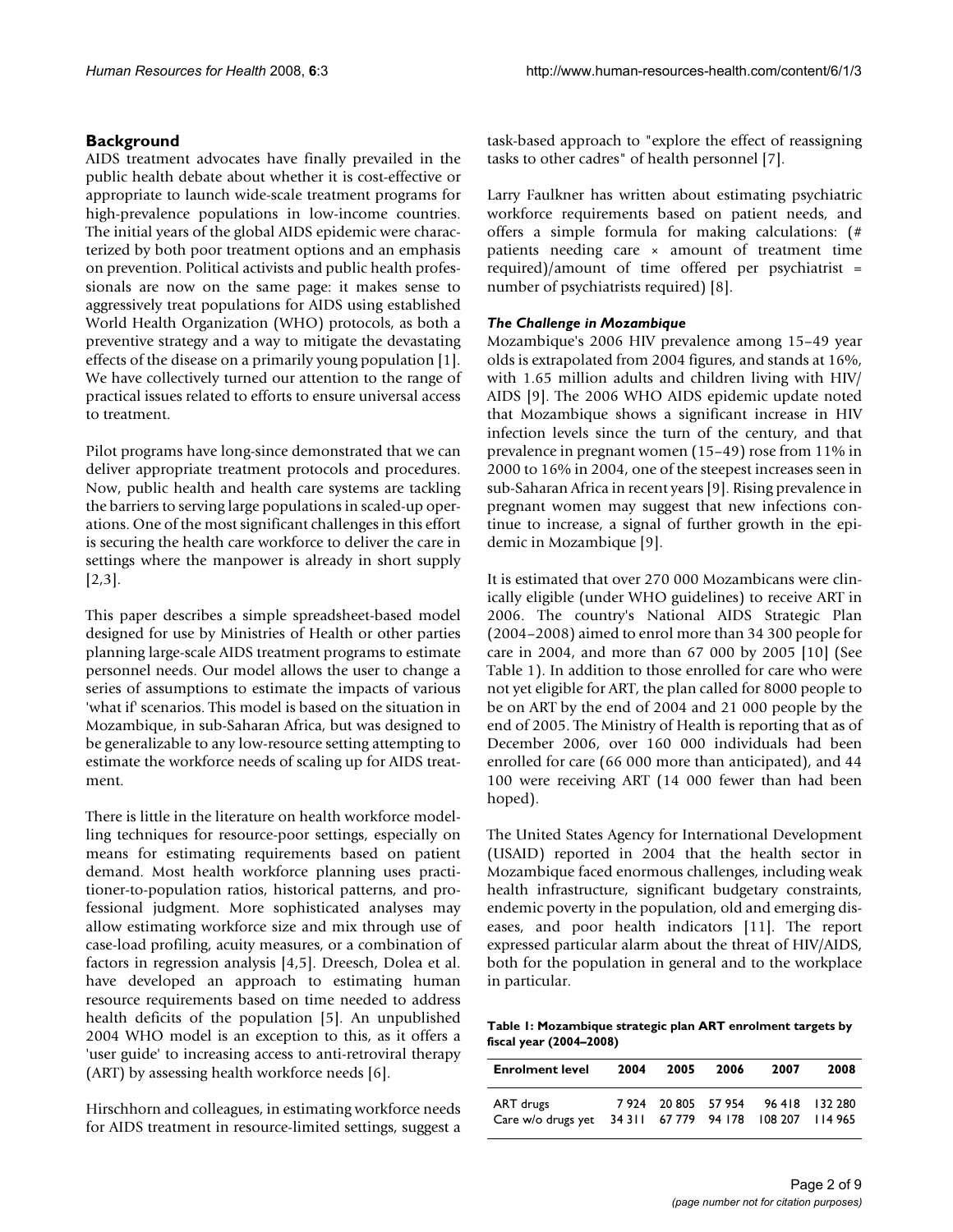## Background

AIDS treatment advocates have finally prevailed in the public health debate about whether it is cost-effective or appropriate to launch wide-scale treatment programs for high-prevalence populations in low-income countries. The initial years of the global AIDS epidemic were characterized by both poor treatment options and an emphasis on prevention. Political activists and public health professionals are now on the same page: it makes sense to aggressively treat populations for AIDS using established World Health Organization (WHO) protocols, as both a preventive strategy and a way to mitigate the devastating effects of the disease on a primarily young population [1]. We have collectively turned our attention to the range of practical issues related to efforts to ensure universal access to treatment.

Pilot programs have long-since demonstrated that we can deliver appropriate treatment protocols and procedures. Now, public health and health care systems are tackling the barriers to serving large populations in scaled-up operations. One of the most significant challenges in this effort is securing the health care workforce to deliver the care in settings where the manpower is already in short supply [2,3].

This paper describes a simple spreadsheet-based model designed for use by Ministries of Health or other parties planning large-scale AIDS treatment programs to estimate personnel needs. Our model allows the user to change a series of assumptions to estimate the impacts of various 'what if' scenarios. This model is based on the situation in Mozambique, in sub-Saharan Africa, but was designed to be generalizable to any low-resource setting attempting to estimate the workforce needs of scaling up for AIDS treatment.

There is little in the literature on health workforce modelling techniques for resource-poor settings, especially on means for estimating requirements based on patient demand. Most health workforce planning uses practitioner-to-population ratios, historical patterns, and professional judgment. More sophisticated analyses may allow estimating workforce size and mix through use of case-load profiling, acuity measures, or a combination of factors in regression analysis [4,5]. Dreesch, Dolea et al. have developed an approach to estimating human resource requirements based on time needed to address health deficits of the population [5]. An unpublished 2004 WHO model is an exception to this, as it offers a 'user guide' to increasing access to anti-retroviral therapy (ART) by assessing health workforce needs [6].

Hirschhorn and colleagues, in estimating workforce needs for AIDS treatment in resource-limited settings, suggest a task-based approach to "explore the effect of reassigning tasks to other cadres" of health personnel [7].

Larry Faulkner has written about estimating psychiatric workforce requirements based on patient needs, and offers a simple formula for making calculations: (# patients needing care × amount of treatment time required)/amount of time offered per psychiatrist = number of psychiatrists required) [8].

### *The Challenge in Mozambique*

Mozambique's 2006 HIV prevalence among 15–49 year olds is extrapolated from 2004 figures, and stands at 16%, with 1.65 million adults and children living with HIV/AIDS [9]. The 2006 WHO AIDS epidemic update noted that Mozambique shows a significant increase in HIV infection levels since the turn of the century, and that prevalence in pregnant women (15–49) rose from 11% in 2000 to 16% in 2004, one of the steepest increases seen in sub-Saharan Africa in recent years [9]. Rising prevalence in pregnant women may suggest that new infections continue to increase, a signal of further growth in the epidemic in Mozambique [9].

It is estimated that over 270 000 Mozambicans were clinically eligible (under WHO guidelines) to receive ART in 2006. The country's National AIDS Strategic Plan (2004–2008) aimed to enrol more than 34 300 people for care in 2004, and more than 67 000 by 2005 [10] (See Table 1). In addition to those enrolled for care who were not yet eligible for ART, the plan called for 8000 people to be on ART by the end of 2004 and 21 000 people by the end of 2005. The Ministry of Health is reporting that as of December 2006, over 160 000 individuals had been enrolled for care (66 000 more than anticipated), and 44 100 were receiving ART (14 000 fewer than had been hoped).

The United States Agency for International Development (USAID) reported in 2004 that the health sector in Mozambique faced enormous challenges, including weak health infrastructure, significant budgetary constraints, endemic poverty in the population, old and emerging diseases, and poor health indicators [11]. The report expressed particular alarm about the threat of HIV/AIDS, both for the population in general and to the workplace in particular.

**Table 1: Mozambique strategic plan ART enrolment targets by fiscal year (2004–2008)**

| Enrolment level | 2004 | 2005 | 2006 | 2007 | 2008 |
|---|---|---|---|---|---|
| ART drugs | 7 924 | 20 805 | 57 954 | 96 418 | 132 280 |
| Care w/o drugs yet | 34 311 | 67 779 | 94 178 | 108 207 | 114 965 |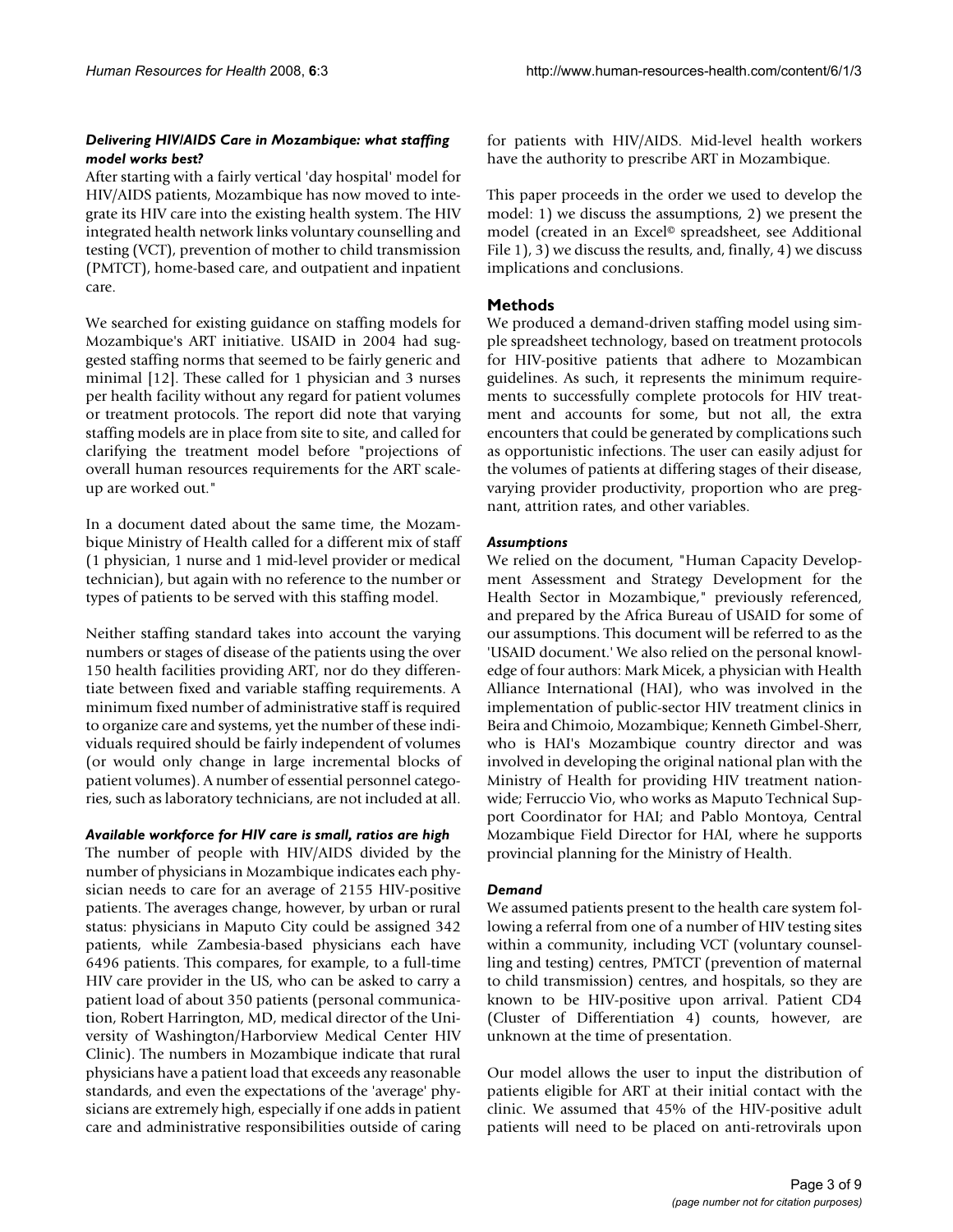### *Delivering HIV/AIDS Care in Mozambique: what staffing model works best?*

After starting with a fairly vertical 'day hospital' model for HIV/AIDS patients, Mozambique has now moved to integrate its HIV care into the existing health system. The HIV integrated health network links voluntary counselling and testing (VCT), prevention of mother to child transmission (PMTCT), home-based care, and outpatient and inpatient care.

We searched for existing guidance on staffing models for Mozambique's ART initiative. USAID in 2004 had suggested staffing norms that seemed to be fairly generic and minimal [12]. These called for 1 physician and 3 nurses per health facility without any regard for patient volumes or treatment protocols. The report did note that varying staffing models are in place from site to site, and called for clarifying the treatment model before "projections of overall human resources requirements for the ART scale-up are worked out."

In a document dated about the same time, the Mozambique Ministry of Health called for a different mix of staff (1 physician, 1 nurse and 1 mid-level provider or medical technician), but again with no reference to the number or types of patients to be served with this staffing model.

Neither staffing standard takes into account the varying numbers or stages of disease of the patients using the over 150 health facilities providing ART, nor do they differentiate between fixed and variable staffing requirements. A minimum fixed number of administrative staff is required to organize care and systems, yet the number of these individuals required should be fairly independent of volumes (or would only change in large incremental blocks of patient volumes). A number of essential personnel categories, such as laboratory technicians, are not included at all.

### *Available workforce for HIV care is small, ratios are high*

The number of people with HIV/AIDS divided by the number of physicians in Mozambique indicates each physician needs to care for an average of 2155 HIV-positive patients. The averages change, however, by urban or rural status: physicians in Maputo City could be assigned 342 patients, while Zambesia-based physicians each have 6496 patients. This compares, for example, to a full-time HIV care provider in the US, who can be asked to carry a patient load of about 350 patients (personal communication, Robert Harrington, MD, medical director of the University of Washington/Harborview Medical Center HIV Clinic). The numbers in Mozambique indicate that rural physicians have a patient load that exceeds any reasonable standards, and even the expectations of the 'average' physicians are extremely high, especially if one adds in patient care and administrative responsibilities outside of caring for patients with HIV/AIDS. Mid-level health workers have the authority to prescribe ART in Mozambique.

This paper proceeds in the order we used to develop the model: 1) we discuss the assumptions, 2) we present the model (created in an Excel© spreadsheet, see Additional File 1), 3) we discuss the results, and, finally, 4) we discuss implications and conclusions.

## Methods

We produced a demand-driven staffing model using simple spreadsheet technology, based on treatment protocols for HIV-positive patients that adhere to Mozambican guidelines. As such, it represents the minimum requirements to successfully complete protocols for HIV treatment and accounts for some, but not all, the extra encounters that could be generated by complications such as opportunistic infections. The user can easily adjust for the volumes of patients at differing stages of their disease, varying provider productivity, proportion who are pregnant, attrition rates, and other variables.

### *Assumptions*

We relied on the document, "Human Capacity Development Assessment and Strategy Development for the Health Sector in Mozambique," previously referenced, and prepared by the Africa Bureau of USAID for some of our assumptions. This document will be referred to as the 'USAID document.' We also relied on the personal knowledge of four authors: Mark Micek, a physician with Health Alliance International (HAI), who was involved in the implementation of public-sector HIV treatment clinics in Beira and Chimoio, Mozambique; Kenneth Gimbel-Sherr, who is HAI's Mozambique country director and was involved in developing the original national plan with the Ministry of Health for providing HIV treatment nationwide; Ferruccio Vio, who works as Maputo Technical Support Coordinator for HAI; and Pablo Montoya, Central Mozambique Field Director for HAI, where he supports provincial planning for the Ministry of Health.

### *Demand*

We assumed patients present to the health care system following a referral from one of a number of HIV testing sites within a community, including VCT (voluntary counselling and testing) centres, PMTCT (prevention of maternal to child transmission) centres, and hospitals, so they are known to be HIV-positive upon arrival. Patient CD4 (Cluster of Differentiation 4) counts, however, are unknown at the time of presentation.

Our model allows the user to input the distribution of patients eligible for ART at their initial contact with the clinic. We assumed that 45% of the HIV-positive adult patients will need to be placed on anti-retrovirals upon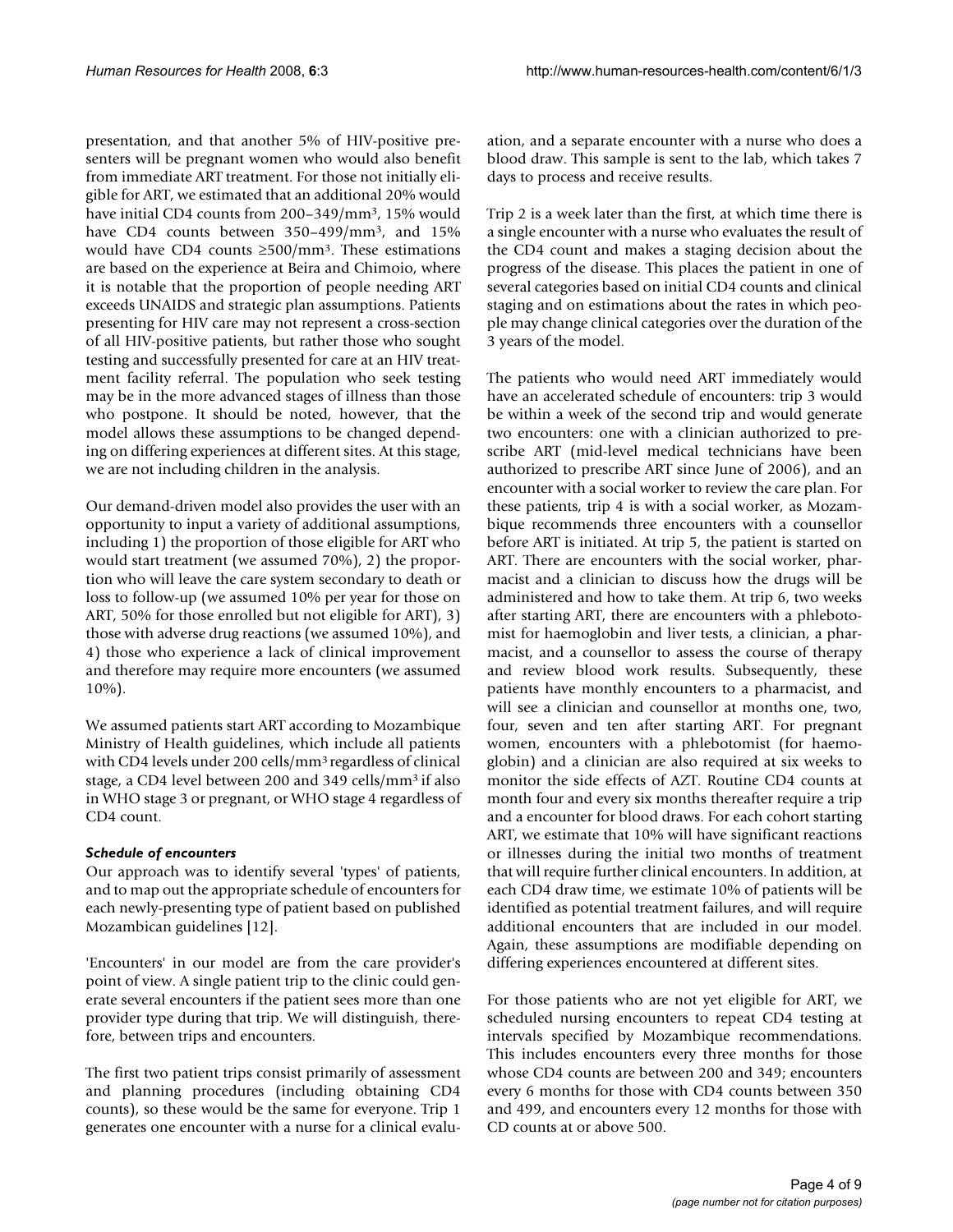presentation, and that another 5% of HIV-positive presenters will be pregnant women who would also benefit from immediate ART treatment. For those not initially eligible for ART, we estimated that an additional 20% would have initial CD4 counts from 200–349/mm³, 15% would have CD4 counts between 350–499/mm³, and 15% would have CD4 counts ≥500/mm³. These estimations are based on the experience at Beira and Chimoio, where it is notable that the proportion of people needing ART exceeds UNAIDS and strategic plan assumptions. Patients presenting for HIV care may not represent a cross-section of all HIV-positive patients, but rather those who sought testing and successfully presented for care at an HIV treatment facility referral. The population who seek testing may be in the more advanced stages of illness than those who postpone. It should be noted, however, that the model allows these assumptions to be changed depending on differing experiences at different sites. At this stage, we are not including children in the analysis.

Our demand-driven model also provides the user with an opportunity to input a variety of additional assumptions, including 1) the proportion of those eligible for ART who would start treatment (we assumed 70%), 2) the proportion who will leave the care system secondary to death or loss to follow-up (we assumed 10% per year for those on ART, 50% for those enrolled but not eligible for ART), 3) those with adverse drug reactions (we assumed 10%), and 4) those who experience a lack of clinical improvement and therefore may require more encounters (we assumed 10%).

We assumed patients start ART according to Mozambique Ministry of Health guidelines, which include all patients with CD4 levels under 200 cells/mm³ regardless of clinical stage, a CD4 level between 200 and 349 cells/mm³ if also in WHO stage 3 or pregnant, or WHO stage 4 regardless of CD4 count.

### *Schedule of encounters*

Our approach was to identify several 'types' of patients, and to map out the appropriate schedule of encounters for each newly-presenting type of patient based on published Mozambican guidelines [12].

'Encounters' in our model are from the care provider's point of view. A single patient trip to the clinic could generate several encounters if the patient sees more than one provider type during that trip. We will distinguish, therefore, between trips and encounters.

The first two patient trips consist primarily of assessment and planning procedures (including obtaining CD4 counts), so these would be the same for everyone. Trip 1 generates one encounter with a nurse for a clinical evaluation, and a separate encounter with a nurse who does a blood draw. This sample is sent to the lab, which takes 7 days to process and receive results.

Trip 2 is a week later than the first, at which time there is a single encounter with a nurse who evaluates the result of the CD4 count and makes a staging decision about the progress of the disease. This places the patient in one of several categories based on initial CD4 counts and clinical staging and on estimations about the rates in which people may change clinical categories over the duration of the 3 years of the model.

The patients who would need ART immediately would have an accelerated schedule of encounters: trip 3 would be within a week of the second trip and would generate two encounters: one with a clinician authorized to prescribe ART (mid-level medical technicians have been authorized to prescribe ART since June of 2006), and an encounter with a social worker to review the care plan. For these patients, trip 4 is with a social worker, as Mozambique recommends three encounters with a counsellor before ART is initiated. At trip 5, the patient is started on ART. There are encounters with the social worker, pharmacist and a clinician to discuss how the drugs will be administered and how to take them. At trip 6, two weeks after starting ART, there are encounters with a phlebotomist for haemoglobin and liver tests, a clinician, a pharmacist, and a counsellor to assess the course of therapy and review blood work results. Subsequently, these patients have monthly encounters to a pharmacist, and will see a clinician and counsellor at months one, two, four, seven and ten after starting ART. For pregnant women, encounters with a phlebotomist (for haemoglobin) and a clinician are also required at six weeks to monitor the side effects of AZT. Routine CD4 counts at month four and every six months thereafter require a trip and a encounter for blood draws. For each cohort starting ART, we estimate that 10% will have significant reactions or illnesses during the initial two months of treatment that will require further clinical encounters. In addition, at each CD4 draw time, we estimate 10% of patients will be identified as potential treatment failures, and will require additional encounters that are included in our model. Again, these assumptions are modifiable depending on differing experiences encountered at different sites.

For those patients who are not yet eligible for ART, we scheduled nursing encounters to repeat CD4 testing at intervals specified by Mozambique recommendations. This includes encounters every three months for those whose CD4 counts are between 200 and 349; encounters every 6 months for those with CD4 counts between 350 and 499, and encounters every 12 months for those with CD counts at or above 500.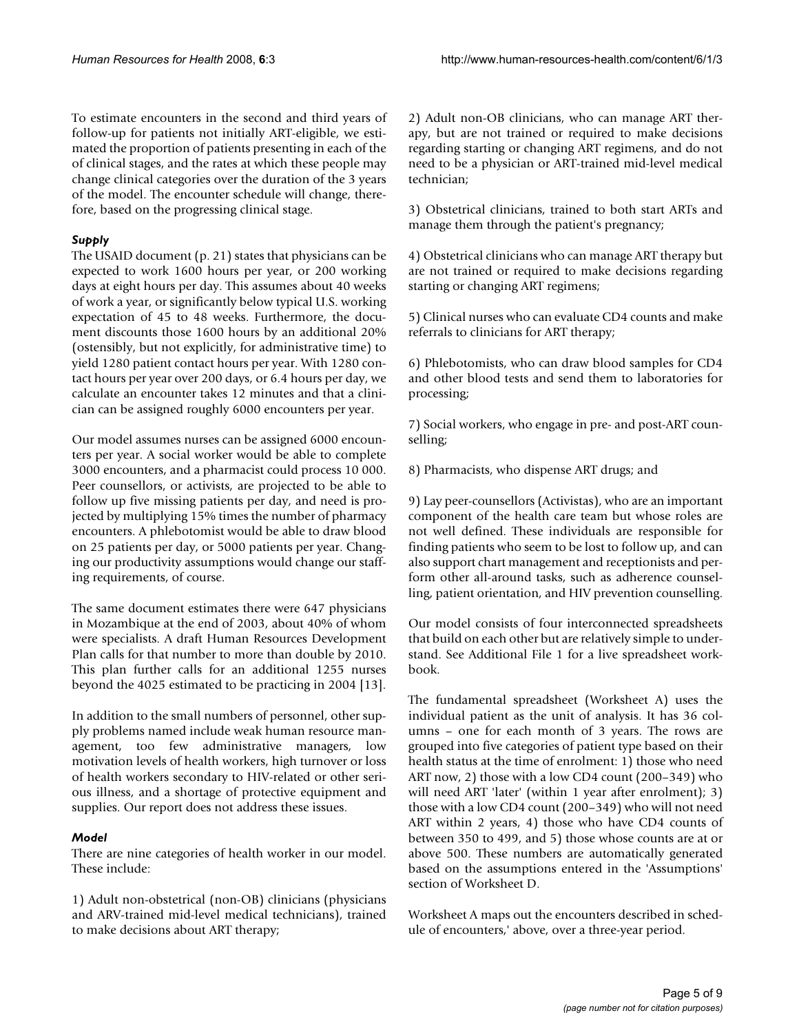To estimate encounters in the second and third years of follow-up for patients not initially ART-eligible, we estimated the proportion of patients presenting in each of the of clinical stages, and the rates at which these people may change clinical categories over the duration of the 3 years of the model. The encounter schedule will change, therefore, based on the progressing clinical stage.

### *Supply*

The USAID document (p. 21) states that physicians can be expected to work 1600 hours per year, or 200 working days at eight hours per day. This assumes about 40 weeks of work a year, or significantly below typical U.S. working expectation of 45 to 48 weeks. Furthermore, the document discounts those 1600 hours by an additional 20% (ostensibly, but not explicitly, for administrative time) to yield 1280 patient contact hours per year. With 1280 contact hours per year over 200 days, or 6.4 hours per day, we calculate an encounter takes 12 minutes and that a clinician can be assigned roughly 6000 encounters per year.

Our model assumes nurses can be assigned 6000 encounters per year. A social worker would be able to complete 3000 encounters, and a pharmacist could process 10 000. Peer counsellors, or activists, are projected to be able to follow up five missing patients per day, and need is projected by multiplying 15% times the number of pharmacy encounters. A phlebotomist would be able to draw blood on 25 patients per day, or 5000 patients per year. Changing our productivity assumptions would change our staffing requirements, of course.

The same document estimates there were 647 physicians in Mozambique at the end of 2003, about 40% of whom were specialists. A draft Human Resources Development Plan calls for that number to more than double by 2010. This plan further calls for an additional 1255 nurses beyond the 4025 estimated to be practicing in 2004 [13].

In addition to the small numbers of personnel, other supply problems named include weak human resource management, too few administrative managers, low motivation levels of health workers, high turnover or loss of health workers secondary to HIV-related or other serious illness, and a shortage of protective equipment and supplies. Our report does not address these issues.

### *Model*

There are nine categories of health worker in our model. These include:

1) Adult non-obstetrical (non-OB) clinicians (physicians and ARV-trained mid-level medical technicians), trained to make decisions about ART therapy;

2) Adult non-OB clinicians, who can manage ART therapy, but are not trained or required to make decisions regarding starting or changing ART regimens, and do not need to be a physician or ART-trained mid-level medical technician;

3) Obstetrical clinicians, trained to both start ARTs and manage them through the patient's pregnancy;

4) Obstetrical clinicians who can manage ART therapy but are not trained or required to make decisions regarding starting or changing ART regimens;

5) Clinical nurses who can evaluate CD4 counts and make referrals to clinicians for ART therapy;

6) Phlebotomists, who can draw blood samples for CD4 and other blood tests and send them to laboratories for processing;

7) Social workers, who engage in pre- and post-ART counselling;

8) Pharmacists, who dispense ART drugs; and

9) Lay peer-counsellors (Activistas), who are an important component of the health care team but whose roles are not well defined. These individuals are responsible for finding patients who seem to be lost to follow up, and can also support chart management and receptionists and perform other all-around tasks, such as adherence counselling, patient orientation, and HIV prevention counselling.

Our model consists of four interconnected spreadsheets that build on each other but are relatively simple to understand. See Additional File 1 for a live spreadsheet workbook.

The fundamental spreadsheet (Worksheet A) uses the individual patient as the unit of analysis. It has 36 columns – one for each month of 3 years. The rows are grouped into five categories of patient type based on their health status at the time of enrolment: 1) those who need ART now, 2) those with a low CD4 count (200–349) who will need ART 'later' (within 1 year after enrolment); 3) those with a low CD4 count (200–349) who will not need ART within 2 years, 4) those who have CD4 counts of between 350 to 499, and 5) those whose counts are at or above 500. These numbers are automatically generated based on the assumptions entered in the 'Assumptions' section of Worksheet D.

Worksheet A maps out the encounters described in schedule of encounters,' above, over a three-year period.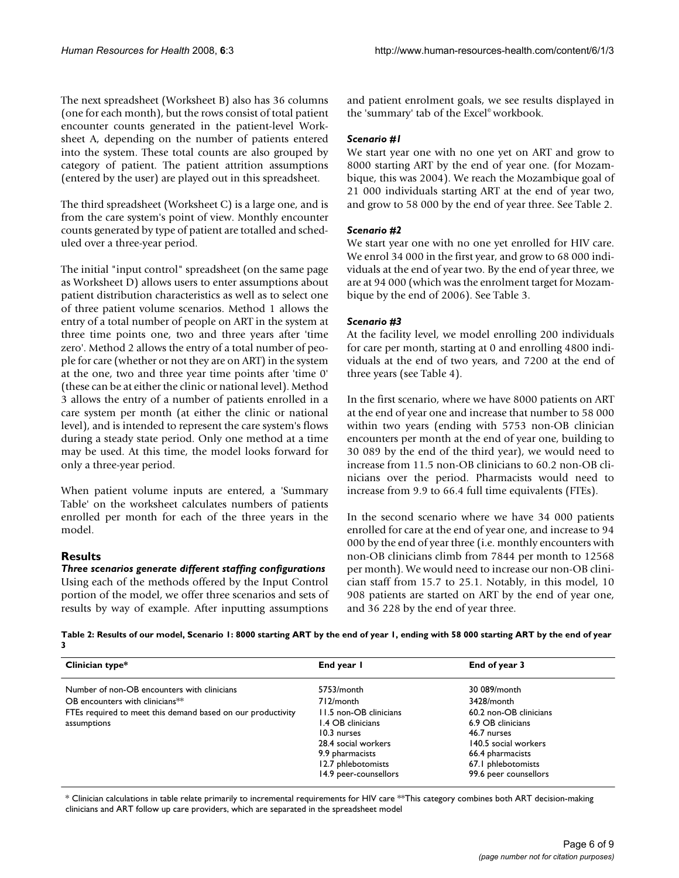The next spreadsheet (Worksheet B) also has 36 columns (one for each month), but the rows consist of total patient encounter counts generated in the patient-level Worksheet A, depending on the number of patients entered into the system. These total counts are also grouped by category of patient. The patient attrition assumptions (entered by the user) are played out in this spreadsheet.

The third spreadsheet (Worksheet C) is a large one, and is from the care system's point of view. Monthly encounter counts generated by type of patient are totalled and scheduled over a three-year period.

The initial "input control" spreadsheet (on the same page as Worksheet D) allows users to enter assumptions about patient distribution characteristics as well as to select one of three patient volume scenarios. Method 1 allows the entry of a total number of people on ART in the system at three time points one, two and three years after 'time zero'. Method 2 allows the entry of a total number of people for care (whether or not they are on ART) in the system at the one, two and three year time points after 'time 0' (these can be at either the clinic or national level). Method 3 allows the entry of a number of patients enrolled in a care system per month (at either the clinic or national level), and is intended to represent the care system's flows during a steady state period. Only one method at a time may be used. At this time, the model looks forward for only a three-year period.

When patient volume inputs are entered, a 'Summary Table' on the worksheet calculates numbers of patients enrolled per month for each of the three years in the model.

## Results

### *Three scenarios generate different staffing configurations*

Using each of the methods offered by the Input Control portion of the model, we offer three scenarios and sets of results by way of example. After inputting assumptions and patient enrolment goals, we see results displayed in the 'summary' tab of the Excel© workbook.

#### *Scenario #1*

We start year one with no one yet on ART and grow to 8000 starting ART by the end of year one. (for Mozambique, this was 2004). We reach the Mozambique goal of 21 000 individuals starting ART at the end of year two, and grow to 58 000 by the end of year three. See Table 2.

#### *Scenario #2*

We start year one with no one yet enrolled for HIV care. We enrol 34 000 in the first year, and grow to 68 000 individuals at the end of year two. By the end of year three, we are at 94 000 (which was the enrolment target for Mozambique by the end of 2006). See Table 3.

#### *Scenario #3*

At the facility level, we model enrolling 200 individuals for care per month, starting at 0 and enrolling 4800 individuals at the end of two years, and 7200 at the end of three years (see Table 4).

In the first scenario, where we have 8000 patients on ART at the end of year one and increase that number to 58 000 within two years (ending with 5753 non-OB clinician encounters per month at the end of year one, building to 30 089 by the end of the third year), we would need to increase from 11.5 non-OB clinicians to 60.2 non-OB clinicians over the period. Pharmacists would need to increase from 9.9 to 66.4 full time equivalents (FTEs).

In the second scenario where we have 34 000 patients enrolled for care at the end of year one, and increase to 94 000 by the end of year three (i.e. monthly encounters with non-OB clinicians climb from 7844 per month to 12568 per month). We would need to increase our non-OB clinician staff from 15.7 to 25.1. Notably, in this model, 10 908 patients are started on ART by the end of year one, and 36 228 by the end of year three.

**Table 2: Results of our model, Scenario 1: 8000 starting ART by the end of year 1, ending with 58 000 starting ART by the end of year 3**

| Clinician type* | End year 1 | End of year 3 |
|---|---|---|
| Number of non-OB encounters with clinicians | 5753/month | 30 089/month |
| OB encounters with clinicians** | 712/month | 3428/month |
| FTEs required to meet this demand based on our productivity assumptions | 11.5 non-OB clinicians<br>1.4 OB clinicians<br>10.3 nurses<br>28.4 social workers<br>9.9 pharmacist<br>12.7 phlebotomists<br>14.9 peer-counsellors | 60.2 non-OB clinicians<br>6.9 OB clinicians<br>46.7 nurses<br>140.5 social workers<br>66.4 pharmacist<br>67.1 phlebotomists<br>99.6 peer counsellors |

* Clinician calculations in table relate primarily to incremental requirements for HIV care **This category combines both ART decision-making clinicians and ART follow up care providers, which are separated in the spreadsheet model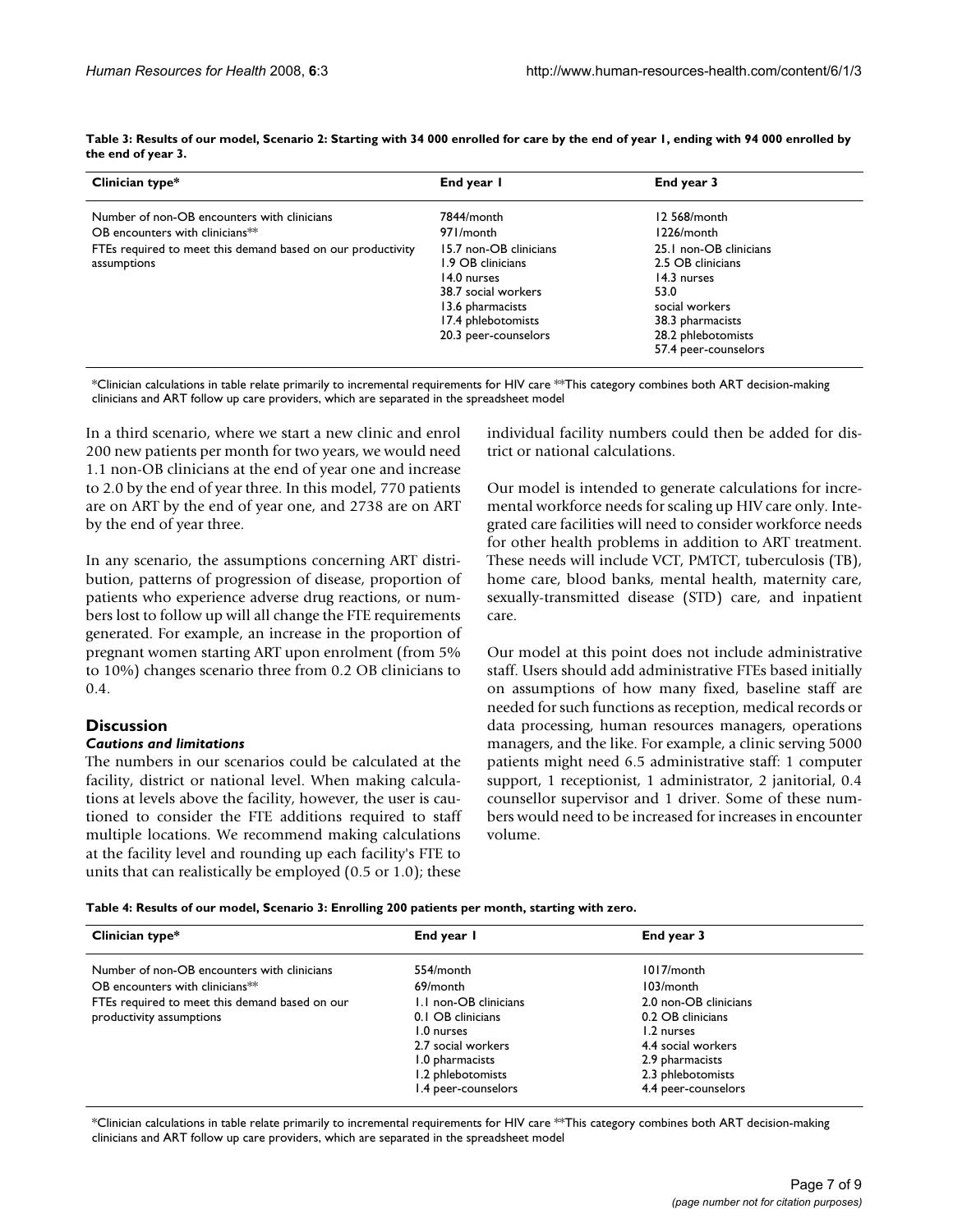**Table 3: Results of our model, Scenario 2: Starting with 34 000 enrolled for care by the end of year 1, ending with 94 000 enrolled by the end of year 3.**

| Clinician type* | End year 1 | End year 3 |
| --- | --- | --- |
| Number of non-OB encounters with clinicians | 7844/month | 12 568/month |
| OB encounters with clinicians** | 971/month | 1226/month |
| FTEs required to meet this demand based on our productivity assumptions | 15.7 non-OB clinicians<br>1.9 OB clinicians<br>14.0 nurses<br>38.7 social workers<br>13.6 pharmacists<br>17.4 phlebotomists<br>20.3 peer-counselors | 25.1 non-OB clinicians<br>2.5 OB clinicians<br>14.3 nurses<br>53.0<br>social workers<br>38.3 pharmacists<br>28.2 phlebotomists<br>57.4 peer-counselors |

*Clinician calculations in table relate primarily to incremental requirements for HIV care **This category combines both ART decision-making clinicians and ART follow up care providers, which are separated in the spreadsheet model

In a third scenario, where we start a new clinic and enrol 200 new patients per month for two years, we would need 1.1 non-OB clinicians at the end of year one and increase to 2.0 by the end of year three. In this model, 770 patients are on ART by the end of year one, and 2738 are on ART by the end of year three.

In any scenario, the assumptions concerning ART distribution, patterns of progression of disease, proportion of patients who experience adverse drug reactions, or numbers lost to follow up will all change the FTE requirements generated. For example, an increase in the proportion of pregnant women starting ART upon enrolment (from 5% to 10%) changes scenario three from 0.2 OB clinicians to 0.4.

## Discussion

### *Cautions and limitations*

The numbers in our scenarios could be calculated at the facility, district or national level. When making calculations at levels above the facility, however, the user is cautioned to consider the FTE additions required to staff multiple locations. We recommend making calculations at the facility level and rounding up each facility's FTE to units that can realistically be employed (0.5 or 1.0); these individual facility numbers could then be added for district or national calculations.

Our model is intended to generate calculations for incremental workforce needs for scaling up HIV care only. Integrated care facilities will need to consider workforce needs for other health problems in addition to ART treatment. These needs will include VCT, PMTCT, tuberculosis (TB), home care, blood banks, mental health, maternity care, sexually-transmitted disease (STD) care, and inpatient care.

Our model at this point does not include administrative staff. Users should add administrative FTEs based initially on assumptions of how many fixed, baseline staff are needed for such functions as reception, medical records or data processing, human resources managers, operations managers, and the like. For example, a clinic serving 5000 patients might need 6.5 administrative staff: 1 computer support, 1 receptionist, 1 administrator, 2 janitorial, 0.4 counsellor supervisor and 1 driver. Some of these numbers would need to be increased for increases in encounter volume.

**Table 4: Results of our model, Scenario 3: Enrolling 200 patients per month, starting with zero.**

| Clinician type* | End year 1 | End year 3 |
| --- | --- | --- |
| Number of non-OB encounters with clinicians | 554/month | 1017/month |
| OB encounters with clinicians** | 69/month | 103/month |
| FTEs required to meet this demand based on our productivity assumptions | 1.1 non-OB clinicians<br>0.1 OB clinicians<br>1.0 nurses<br>2.7 social workers<br>1.0 pharmacists<br>1.2 phlebotomists<br>1.4 peer-counselors | 2.0 non-OB clinicians<br>0.2 OB clinicians<br>1.2 nurses<br>4.4 social workers<br>2.9 pharmacists<br>2.3 phlebotomists<br>4.4 peer-counselors |

*Clinician calculations in table relate primarily to incremental requirements for HIV care **This category combines both ART decision-making clinicians and ART follow up care providers, which are separated in the spreadsheet model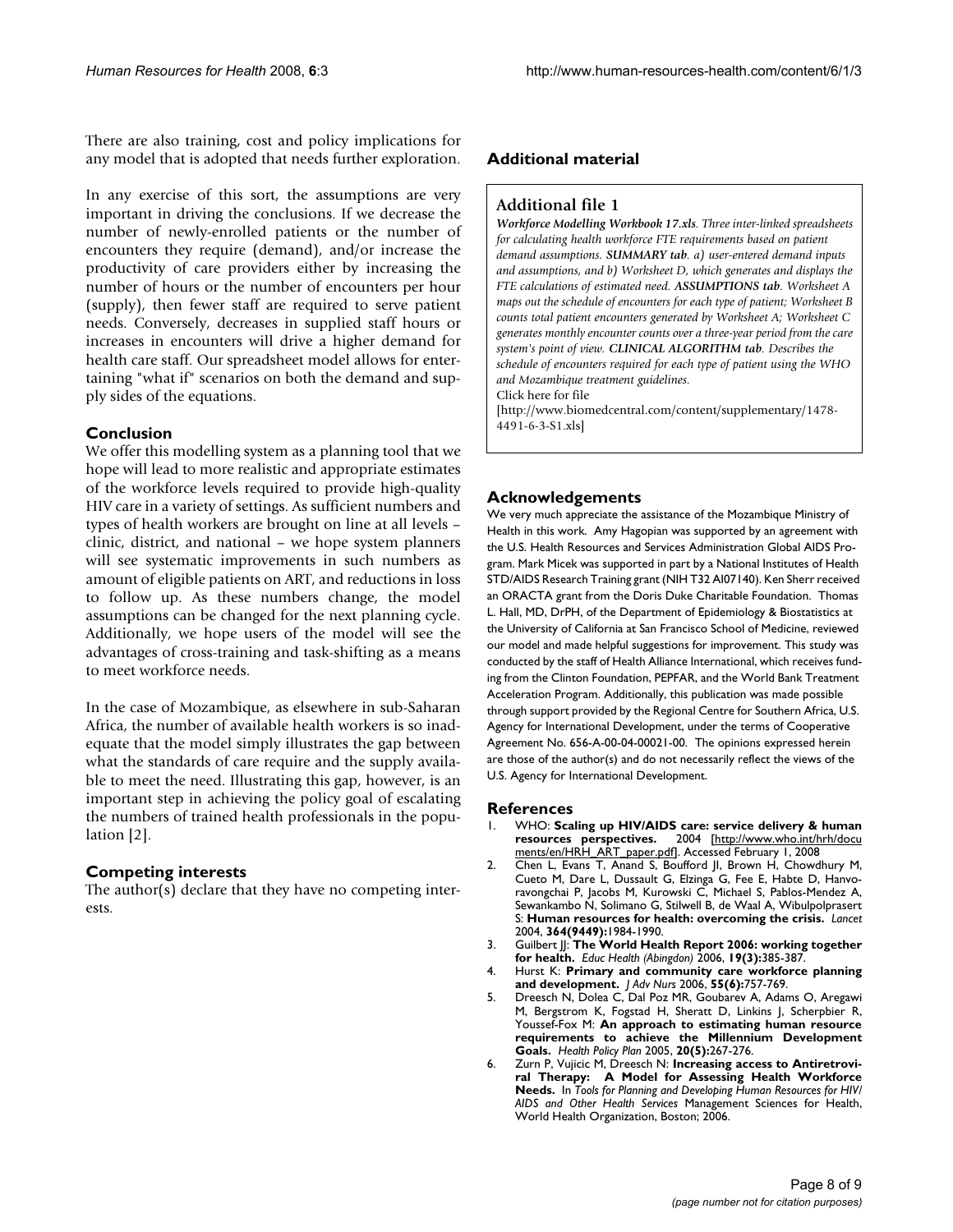There are also training, cost and policy implications for any model that is adopted that needs further exploration.

In any exercise of this sort, the assumptions are very important in driving the conclusions. If we decrease the number of newly-enrolled patients or the number of encounters they require (demand), and/or increase the productivity of care providers either by increasing the number of hours or the number of encounters per hour (supply), then fewer staff are required to serve patient needs. Conversely, decreases in supplied staff hours or increases in encounters will drive a higher demand for health care staff. Our spreadsheet model allows for entertaining "what if" scenarios on both the demand and supply sides of the equations.

## Conclusion

We offer this modelling system as a planning tool that we hope will lead to more realistic and appropriate estimates of the workforce levels required to provide high-quality HIV care in a variety of settings. As sufficient numbers and types of health workers are brought on line at all levels – clinic, district, and national – we hope system planners will see systematic improvements in such numbers as amount of eligible patients on ART, and reductions in loss to follow up. As these numbers change, the model assumptions can be changed for the next planning cycle. Additionally, we hope users of the model will see the advantages of cross-training and task-shifting as a means to meet workforce needs.

In the case of Mozambique, as elsewhere in sub-Saharan Africa, the number of available health workers is so inadequate that the model simply illustrates the gap between what the standards of care require and the supply available to meet the need. Illustrating this gap, however, is an important step in achieving the policy goal of escalating the numbers of trained health professionals in the population [2].

## Competing interests

The author(s) declare that they have no competing interests.

## Additional material

### Additional file 1

***Workforce Modelling Workbook 17.xls**. Three inter-linked spreadsheets for calculating health workforce FTE requirements based on patient demand assumptions. **SUMMARY tab**. a) user-entered demand inputs and assumptions, and b) Worksheet D, which generates and displays the FTE calculations of estimated need. **ASSUMPTIONS tab**. Worksheet A maps out the schedule of encounters for each type of patient; Worksheet B counts total patient encounters generated by Worksheet A; Worksheet C generates monthly encounter counts over a three-year period from the care system's point of view. **CLINICAL ALGORITHM tab**. Describes the schedule of encounters required for each type of patient using the WHO and Mozambique treatment guidelines.*

Click here for file

[http://www.biomedcentral.com/content/supplementary/1478-4491-6-3-S1.xls]

## Acknowledgements

We very much appreciate the assistance of the Mozambique Ministry of Health in this work. Amy Hagopian was supported by an agreement with the U.S. Health Resources and Services Administration Global AIDS Program. Mark Micek was supported in part by a National Institutes of Health STD/AIDS Research Training grant (NIH T32 AI07140). Ken Sherr received an ORACTA grant from the Doris Duke Charitable Foundation. Thomas L. Hall, MD, DrPH, of the Department of Epidemiology & Biostatistics at the University of California at San Francisco School of Medicine, reviewed our model and made helpful suggestions for improvement. This study was conducted by the staff of Health Alliance International, which receives funding from the Clinton Foundation, PEPFAR, and the World Bank Treatment Acceleration Program. Additionally, this publication was made possible through support provided by the Regional Centre for Southern Africa, U.S. Agency for International Development, under the terms of Cooperative Agreement No. 656-A-00-04-00021-00. The opinions expressed herein are those of the author(s) and do not necessarily reflect the views of the U.S. Agency for International Development.

## References

1. WHO: **Scaling up HIV/AIDS care: service delivery & human resources perspectives.** 2004 [http://www.who.int/hrh/documents/en/HRH_ART_paper.pdf]. Accessed February 1, 2008
2. Chen L, Evans T, Anand S, Boufford JI, Brown H, Chowdhury M, Cueto M, Dare L, Dussault G, Elzinga G, Fee E, Habte D, Hanvoravongchai P, Jacobs M, Kurowski C, Michael S, Pablos-Mendez A, Sewankambo N, Solimano G, Stilwell B, de Waal A, Wibulpolprasert S: **Human resources for health: overcoming the crisis.** *Lancet* 2004, **364(9449):**1984-1990.
3. Guilbert JJ: **The World Health Report 2006: working together for health.** *Educ Health (Abingdon)* 2006, **19(3):**385-387.
4. Hurst K: **Primary and community care workforce planning and development.** *J Adv Nurs* 2006, **55(6):**757-769.
5. Dreesch N, Dolea C, Dal Poz MR, Goubarev A, Adams O, Aregawi M, Bergstrom K, Fogstad H, Sheratt D, Linkins J, Scherpbier R, Youssef-Fox M: **An approach to estimating human resource requirements to achieve the Millennium Development Goals.** *Health Policy Plan* 2005, **20(5):**267-276.
6. Zurn P, Vujicic M, Dreesch N: **Increasing access to Antiretroviral Therapy: A Model for Assessing Health Workforce Needs.** In *Tools for Planning and Developing Human Resources for HIV/AIDS and Other Health Services* Management Sciences for Health, World Health Organization, Boston; 2006.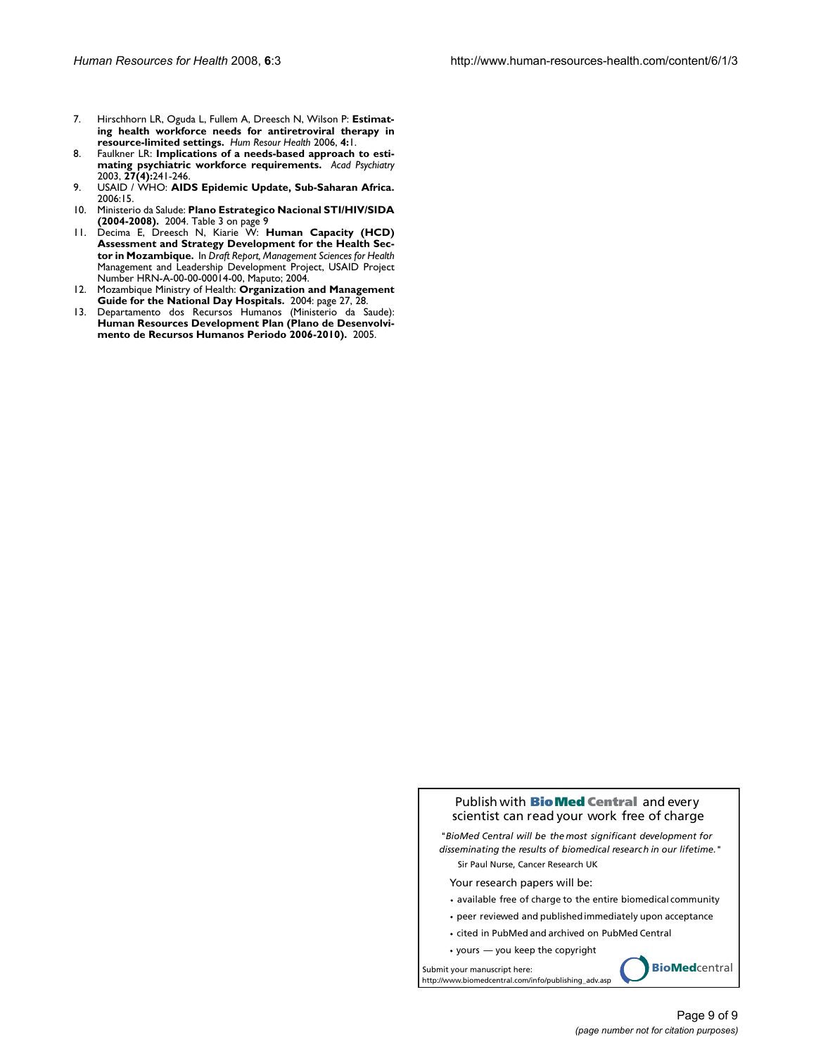7. Hirschhorn LR, Oguda L, Fullem A, Dreesch N, Wilson P: **Estimating health workforce needs for antiretroviral therapy in resource-limited settings.** *Hum Resour Health* 2006, **4:**1.
8. Faulkner LR: **Implications of a needs-based approach to estimating psychiatric workforce requirements.** *Acad Psychiatry* 2003, **27(4):**241-246.
9. USAID / WHO: **AIDS Epidemic Update, Sub-Saharan Africa.** 2006:15.
10. Ministerio da Salude: **Plano Estrategico Nacional STI/HIV/SIDA (2004-2008).** 2004. Table 3 on page 9
11. Decima E, Dreesch N, Kiarie W: **Human Capacity (HCD) Assessment and Strategy Development for the Health Sector in Mozambique.** In *Draft Report, Management Sciences for Health* Management and Leadership Development Project, USAID Project Number HRN-A-00-00-00014-00, Maputo; 2004.
12. Mozambique Ministry of Health: **Organization and Management Guide for the National Day Hospitals.** 2004: page 27, 28.
13. Departamento dos Recursos Humanos (Ministerio da Saude): **Human Resources Development Plan (Plano de Desenvolvimento de Recursos Humanos Periodo 2006-2010).** 2005.

Publish with **BioMed Central** and every scientist can read your work free of charge

*"BioMed Central will be the most significant development for disseminating the results of biomedical research in our lifetime."*

Sir Paul Nurse, Cancer Research UK

Your research papers will be:

- available free of charge to the entire biomedical community
- peer reviewed and published immediately upon acceptance
- cited in PubMed and archived on PubMed Central
- yours — you keep the copyright

Submit your manuscript here:
http://www.biomedcentral.com/info/publishing_adv.asp

**BioMed**central